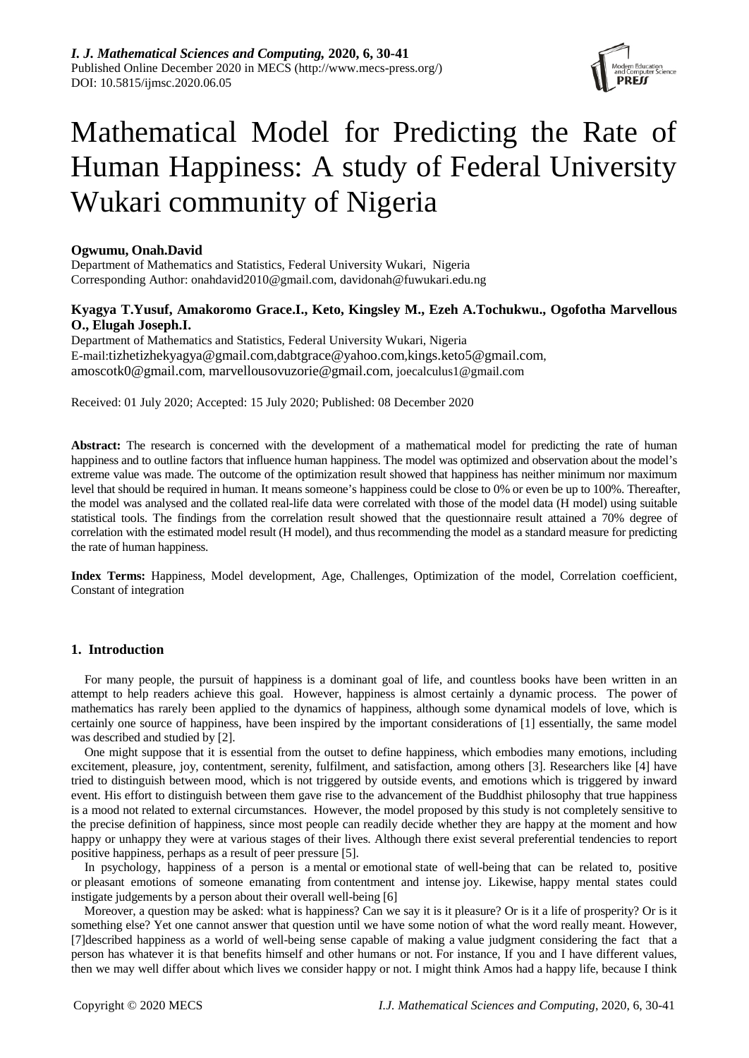*I. J. Mathematical Sciences and Computing,* **2020, 6, 30-41**
Published Online December 2020 in MECS (http://www.mecs-press.org/)
DOI: 10.5815/ijmsc.2020.06.05

# Mathematical Model for Predicting the Rate of Human Happiness: A study of Federal University Wukari community of Nigeria

**Ogwumu, Onah.David**
Department of Mathematics and Statistics, Federal University Wukari, Nigeria
Corresponding Author: onahdavid2010@gmail.com, davidonah@fuwukari.edu.ng

**Kyagya T.Yusuf, Amakoromo Grace.I., Keto, Kingsley M., Ezeh A.Tochukwu., Ogofotha Marvellous O., Elugah Joseph.I.**
Department of Mathematics and Statistics, Federal University Wukari, Nigeria
E-mail:tizhetizhekyagya@gmail.com,dabtgrace@yahoo.com,kings.keto5@gmail.com, amoscotk0@gmail.com, marvellousovuzorie@gmail.com, joecalculus1@gmail.com

Received: 01 July 2020; Accepted: 15 July 2020; Published: 08 December 2020

**Abstract:** The research is concerned with the development of a mathematical model for predicting the rate of human happiness and to outline factors that influence human happiness. The model was optimized and observation about the model's extreme value was made. The outcome of the optimization result showed that happiness has neither minimum nor maximum level that should be required in human. It means someone's happiness could be close to 0% or even be up to 100%. Thereafter, the model was analysed and the collated real-life data were correlated with those of the model data (H model) using suitable statistical tools. The findings from the correlation result showed that the questionnaire result attained a 70% degree of correlation with the estimated model result (H model), and thus recommending the model as a standard measure for predicting the rate of human happiness.

**Index Terms:** Happiness, Model development, Age, Challenges, Optimization of the model, Correlation coefficient, Constant of integration

## 1. Introduction

For many people, the pursuit of happiness is a dominant goal of life, and countless books have been written in an attempt to help readers achieve this goal. However, happiness is almost certainly a dynamic process. The power of mathematics has rarely been applied to the dynamics of happiness, although some dynamical models of love, which is certainly one source of happiness, have been inspired by the important considerations of [1] essentially, the same model was described and studied by [2].

One might suppose that it is essential from the outset to define happiness, which embodies many emotions, including excitement, pleasure, joy, contentment, serenity, fulfilment, and satisfaction, among others [3]. Researchers like [4] have tried to distinguish between mood, which is not triggered by outside events, and emotions which is triggered by inward event. His effort to distinguish between them gave rise to the advancement of the Buddhist philosophy that true happiness is a mood not related to external circumstances. However, the model proposed by this study is not completely sensitive to the precise definition of happiness, since most people can readily decide whether they are happy at the moment and how happy or unhappy they were at various stages of their lives. Although there exist several preferential tendencies to report positive happiness, perhaps as a result of peer pressure [5].

In psychology, happiness of a person is a mental or emotional state of well-being that can be related to, positive or pleasant emotions of someone emanating from contentment and intense joy. Likewise, happy mental states could instigate judgements by a person about their overall well-being [6]

Moreover, a question may be asked: what is happiness? Can we say it is it pleasure? Or is it a life of prosperity? Or is it something else? Yet one cannot answer that question until we have some notion of what the word really meant. However, [7]described happiness as a world of well-being sense capable of making a value judgment considering the fact that a person has whatever it is that benefits himself and other humans or not. For instance, If you and I have different values, then we may well differ about which lives we consider happy or not. I might think Amos had a happy life, because I think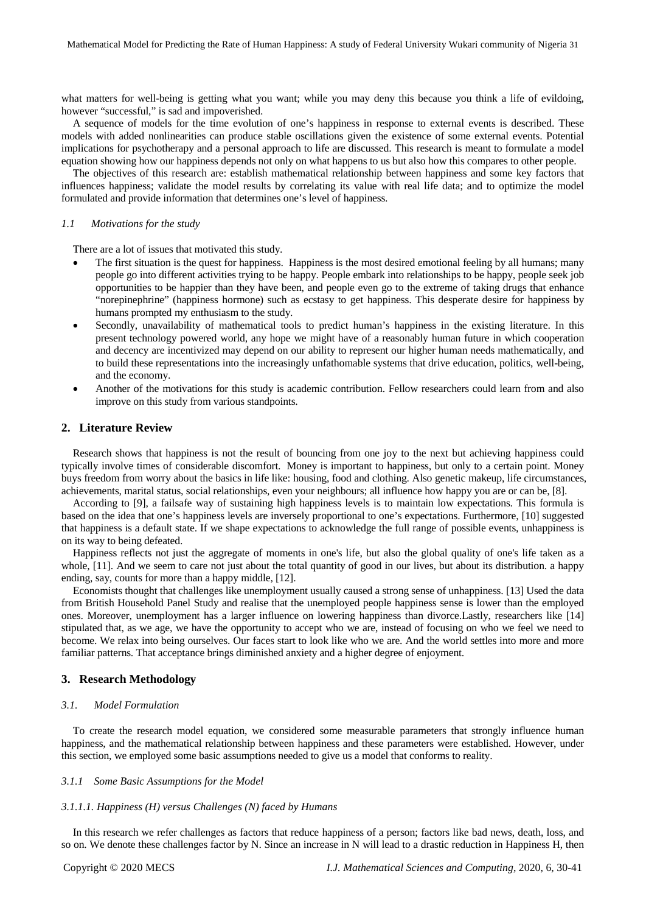what matters for well-being is getting what you want; while you may deny this because you think a life of evildoing, however "successful," is sad and impoverished.

A sequence of models for the time evolution of one's happiness in response to external events is described. These models with added nonlinearities can produce stable oscillations given the existence of some external events. Potential implications for psychotherapy and a personal approach to life are discussed. This research is meant to formulate a model equation showing how our happiness depends not only on what happens to us but also how this compares to other people.

The objectives of this research are: establish mathematical relationship between happiness and some key factors that influences happiness; validate the model results by correlating its value with real life data; and to optimize the model formulated and provide information that determines one's level of happiness.

### *1.1 Motivations for the study*

There are a lot of issues that motivated this study.

- The first situation is the quest for happiness. Happiness is the most desired emotional feeling by all humans; many people go into different activities trying to be happy. People embark into relationships to be happy, people seek job opportunities to be happier than they have been, and people even go to the extreme of taking drugs that enhance "norepinephrine" (happiness hormone) such as ecstasy to get happiness. This desperate desire for happiness by humans prompted my enthusiasm to the study.
- Secondly, unavailability of mathematical tools to predict human's happiness in the existing literature. In this present technology powered world, any hope we might have of a reasonably human future in which cooperation and decency are incentivized may depend on our ability to represent our higher human needs mathematically, and to build these representations into the increasingly unfathomable systems that drive education, politics, well-being, and the economy.
- Another of the motivations for this study is academic contribution. Fellow researchers could learn from and also improve on this study from various standpoints.

## 2. Literature Review

Research shows that happiness is not the result of bouncing from one joy to the next but achieving happiness could typically involve times of considerable discomfort. Money is important to happiness, but only to a certain point. Money buys freedom from worry about the basics in life like: housing, food and clothing. Also genetic makeup, life circumstances, achievements, marital status, social relationships, even your neighbours; all influence how happy you are or can be, [8].

According to [9], a failsafe way of sustaining high happiness levels is to maintain low expectations. This formula is based on the idea that one's happiness levels are inversely proportional to one's expectations. Furthermore, [10] suggested that happiness is a default state. If we shape expectations to acknowledge the full range of possible events, unhappiness is on its way to being defeated.

Happiness reflects not just the aggregate of moments in one's life, but also the global quality of one's life taken as a whole, [11]. And we seem to care not just about the total quantity of good in our lives, but about its distribution. a happy ending, say, counts for more than a happy middle, [12].

Economists thought that challenges like unemployment usually caused a strong sense of unhappiness. [13] Used the data from British Household Panel Study and realise that the unemployed people happiness sense is lower than the employed ones. Moreover, unemployment has a larger influence on lowering happiness than divorce.Lastly, researchers like [14] stipulated that, as we age, we have the opportunity to accept who we are, instead of focusing on who we feel we need to become. We relax into being ourselves. Our faces start to look like who we are. And the world settles into more and more familiar patterns. That acceptance brings diminished anxiety and a higher degree of enjoyment.

## 3. Research Methodology

### *3.1. Model Formulation*

To create the research model equation, we considered some measurable parameters that strongly influence human happiness, and the mathematical relationship between happiness and these parameters were established. However, under this section, we employed some basic assumptions needed to give us a model that conforms to reality.

#### *3.1.1 Some Basic Assumptions for the Model*

##### *3.1.1.1. Happiness (H) versus Challenges (N) faced by Humans*

In this research we refer challenges as factors that reduce happiness of a person; factors like bad news, death, loss, and so on. We denote these challenges factor by N. Since an increase in N will lead to a drastic reduction in Happiness H, then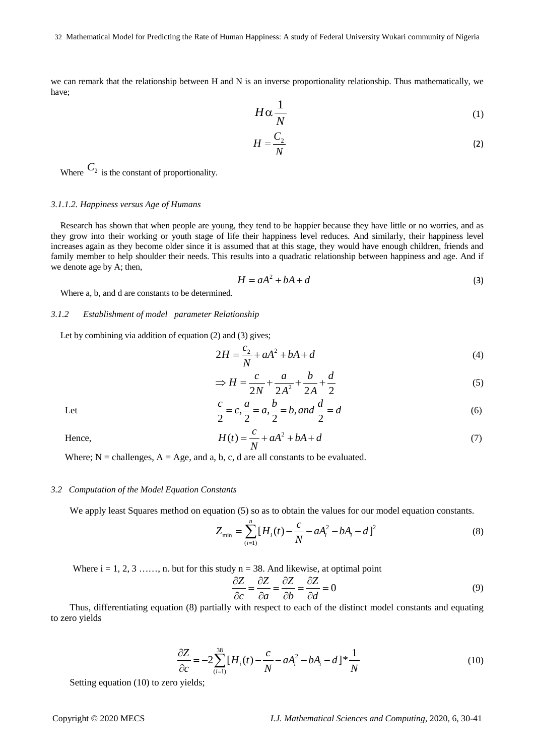we can remark that the relationship between H and N is an inverse proportionality relationship. Thus mathematically, we have;

$$H \alpha \frac{1}{N} \tag{1}$$

$$H = \frac{C_2}{N} \tag{2}$$

Where $C_2$ is the constant of proportionality.

*3.1.1.2. Happiness versus Age of Humans*

Research has shown that when people are young, they tend to be happier because they have little or no worries, and as they grow into their working or youth stage of life their happiness level reduces. And similarly, their happiness level increases again as they become older since it is assumed that at this stage, they would have enough children, friends and family member to help shoulder their needs. This results into a quadratic relationship between happiness and age. And if we denote age by A; then,

$$H = aA^2 + bA + d \tag{3}$$

Where a, b, and d are constants to be determined.

*3.1.2 Establishment of model parameter Relationship*

Let by combining via addition of equation (2) and (3) gives;

$$2H = \frac{c_2}{N} + aA^2 + bA + d \tag{4}$$

$$\Rightarrow H = \frac{c}{2N} + \frac{a}{2A^2} + \frac{b}{2A} + \frac{d}{2} \tag{5}$$

Let

$$\frac{c}{2} = c, \frac{a}{2} = a, \frac{b}{2} = b, and\ \frac{d}{2} = d \tag{6}$$

Hence,

$$H(t) = \frac{c}{N} + aA^2 + bA + d \tag{7}$$

Where; N = challenges, A = Age, and a, b, c, d are all constants to be evaluated.

*3.2 Computation of the Model Equation Constants*

We apply least Squares method on equation (5) so as to obtain the values for our model equation constants.

$$Z_{\min} = \sum_{(i=1)}^{n} [H_i(t) - \frac{c}{N} - aA_i^2 - bA_i - d]^2 \tag{8}$$

Where i = 1, 2, 3 ……, n. but for this study n = 38. And likewise, at optimal point

$$\frac{\partial Z}{\partial c} = \frac{\partial Z}{\partial a} = \frac{\partial Z}{\partial b} = \frac{\partial Z}{\partial d} = 0 \tag{9}$$

Thus, differentiating equation (8) partially with respect to each of the distinct model constants and equating to zero yields

$$\frac{\partial Z}{\partial c} = -2\sum_{(i=1)}^{38} [H_i(t) - \frac{c}{N} - aA_i^2 - bA_i - d] * \frac{1}{N} \tag{10}$$

Setting equation (10) to zero yields;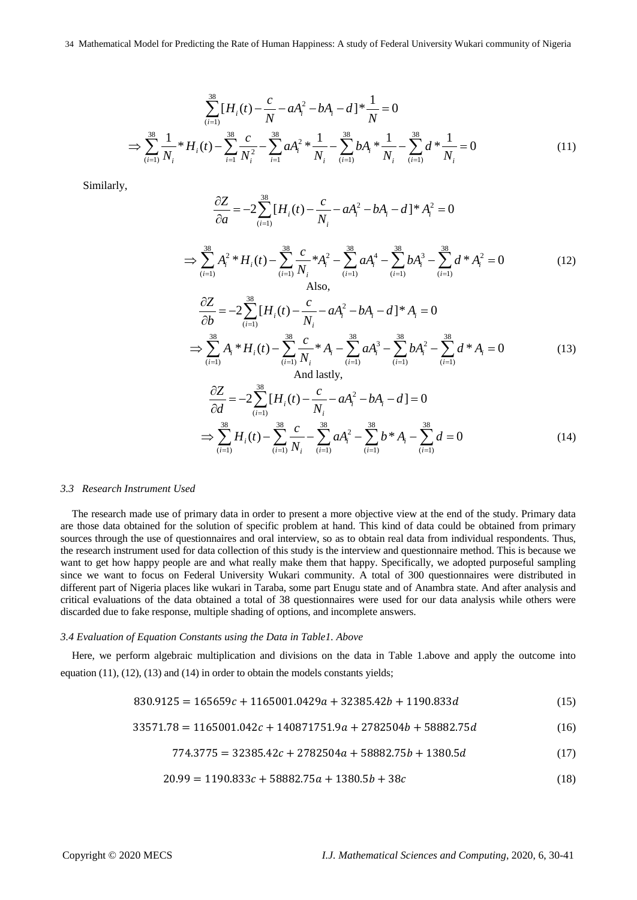$$\sum_{(i=1)}^{38}[H_i(t) - \frac{c}{N} - aA_i^2 - bA_i - d]*\frac{1}{N} = 0$$

$$\Rightarrow \sum_{(i=1)}^{38}\frac{1}{N_i}*H_i(t) - \sum_{i=1}^{38}\frac{c}{N_i^2} - \sum_{i=1}^{38}aA_i^2*\frac{1}{N_i} - \sum_{(i=1)}^{38}bA_i*\frac{1}{N_i} - \sum_{(i=1)}^{38}d*\frac{1}{N_i} = 0 \tag{11}$$

Similarly,

$$\frac{\partial Z}{\partial a} = -2\sum_{(i=1)}^{38}[H_i(t) - \frac{c}{N_i} - aA_i^2 - bA_i - d]*A_i^2 = 0$$

$$\Rightarrow \sum_{(i=1)}^{38}A_i^2*H_i(t) - \sum_{(i=1)}^{38}\frac{c}{N_i}*A_i^2 - \sum_{(i=1)}^{38}aA_i^4 - \sum_{(i=1)}^{38}bA_i^3 - \sum_{(i=1)}^{38}d*A_i^2 = 0 \tag{12}$$

Also,

$$\frac{\partial Z}{\partial b} = -2\sum_{(i=1)}^{38}[H_i(t) - \frac{c}{N_i} - aA_i^2 - bA_i - d]*A_i = 0$$

$$\Rightarrow \sum_{(i=1)}^{38}A_i*H_i(t) - \sum_{(i=1)}^{38}\frac{c}{N_i}*A_i - \sum_{(i=1)}^{38}aA_i^3 - \sum_{(i=1)}^{38}bA_i^2 - \sum_{(i=1)}^{38}d*A_i = 0 \tag{13}$$

And lastly,

$$\frac{\partial Z}{\partial d} = -2\sum_{(i=1)}^{38}[H_i(t) - \frac{c}{N_i} - aA_i^2 - bA_i - d] = 0$$

$$\Rightarrow \sum_{(i=1)}^{38}H_i(t) - \sum_{(i=1)}^{38}\frac{c}{N_i} - \sum_{(i=1)}^{38}aA_i^2 - \sum_{(i=1)}^{38}b*A_i - \sum_{(i=1)}^{38}d = 0 \tag{14}$$

### *3.3 Research Instrument Used*

The research made use of primary data in order to present a more objective view at the end of the study. Primary data are those data obtained for the solution of specific problem at hand. This kind of data could be obtained from primary sources through the use of questionnaires and oral interview, so as to obtain real data from individual respondents. Thus, the research instrument used for data collection of this study is the interview and questionnaire method. This is because we want to get how happy people are and what really make them that happy. Specifically, we adopted purposeful sampling since we want to focus on Federal University Wukari community. A total of 300 questionnaires were distributed in different part of Nigeria places like wukari in Taraba, some part Enugu state and of Anambra state. And after analysis and critical evaluations of the data obtained a total of 38 questionnaires were used for our data analysis while others were discarded due to fake response, multiple shading of options, and incomplete answers.

### *3.4 Evaluation of Equation Constants using the Data in Table1. Above*

Here, we perform algebraic multiplication and divisions on the data in Table 1.above and apply the outcome into equation (11), (12), (13) and (14) in order to obtain the models constants yields;

$$830.9125 = 165659c + 1165001.0429a + 32385.42b + 1190.833d \tag{15}$$

$$33571.78 = 1165001.042c + 140871751.9a + 2782504b + 58882.75d \tag{16}$$

$$774.3775 = 32385.42c + 2782504a + 58882.75b + 1380.5d \tag{17}$$

$$20.99 = 1190.833c + 58882.75a + 1380.5b + 38c \tag{18}$$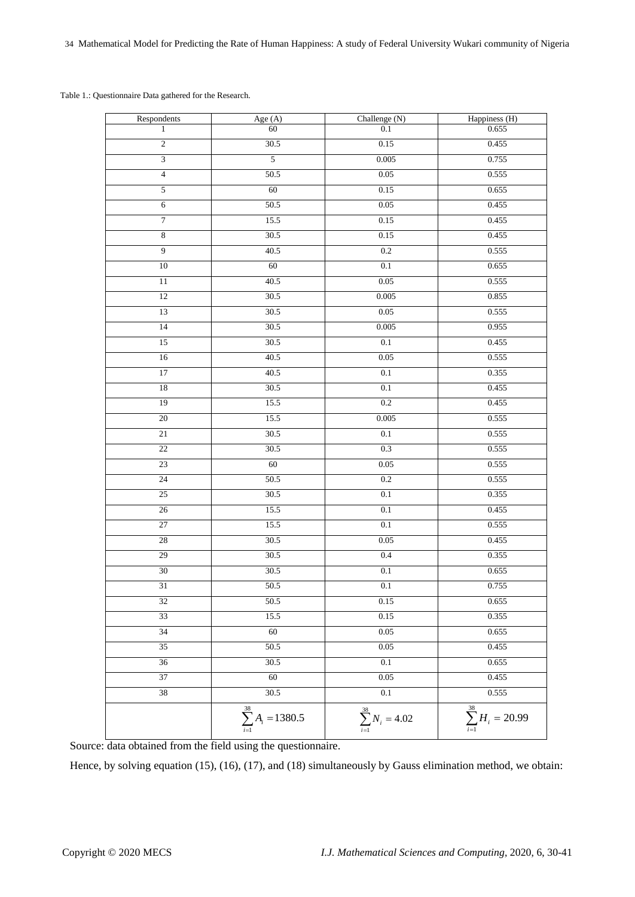Table 1.: Questionnaire Data gathered for the Research.

| Respondents | Age (A) | Challenge (N) | Happiness (H) |
|---|---|---|---|
| 1 | 60 | 0.1 | 0.655 |
| 2 | 30.5 | 0.15 | 0.455 |
| 3 | 5 | 0.005 | 0.755 |
| 4 | 50.5 | 0.05 | 0.555 |
| 5 | 60 | 0.15 | 0.655 |
| 6 | 50.5 | 0.05 | 0.455 |
| 7 | 15.5 | 0.15 | 0.455 |
| 8 | 30.5 | 0.15 | 0.455 |
| 9 | 40.5 | 0.2 | 0.555 |
| 10 | 60 | 0.1 | 0.655 |
| 11 | 40.5 | 0.05 | 0.555 |
| 12 | 30.5 | 0.005 | 0.855 |
| 13 | 30.5 | 0.05 | 0.555 |
| 14 | 30.5 | 0.005 | 0.955 |
| 15 | 30.5 | 0.1 | 0.455 |
| 16 | 40.5 | 0.05 | 0.555 |
| 17 | 40.5 | 0.1 | 0.355 |
| 18 | 30.5 | 0.1 | 0.455 |
| 19 | 15.5 | 0.2 | 0.455 |
| 20 | 15.5 | 0.005 | 0.555 |
| 21 | 30.5 | 0.1 | 0.555 |
| 22 | 30.5 | 0.3 | 0.555 |
| 23 | 60 | 0.05 | 0.555 |
| 24 | 50.5 | 0.2 | 0.555 |
| 25 | 30.5 | 0.1 | 0.355 |
| 26 | 15.5 | 0.1 | 0.455 |
| 27 | 15.5 | 0.1 | 0.555 |
| 28 | 30.5 | 0.05 | 0.455 |
| 29 | 30.5 | 0.4 | 0.355 |
| 30 | 30.5 | 0.1 | 0.655 |
| 31 | 50.5 | 0.1 | 0.755 |
| 32 | 50.5 | 0.15 | 0.655 |
| 33 | 15.5 | 0.15 | 0.355 |
| 34 | 60 | 0.05 | 0.655 |
| 35 | 50.5 | 0.05 | 0.455 |
| 36 | 30.5 | 0.1 | 0.655 |
| 37 | 60 | 0.05 | 0.455 |
| 38 | 30.5 | 0.1 | 0.555 |
| | $\sum_{i=1}^{38} A_i = 1380.5$ | $\sum_{i=1}^{38} N_i = 4.02$ | $\sum_{i=1}^{38} H_i = 20.99$ |

Source: data obtained from the field using the questionnaire.

Hence, by solving equation (15), (16), (17), and (18) simultaneously by Gauss elimination method, we obtain: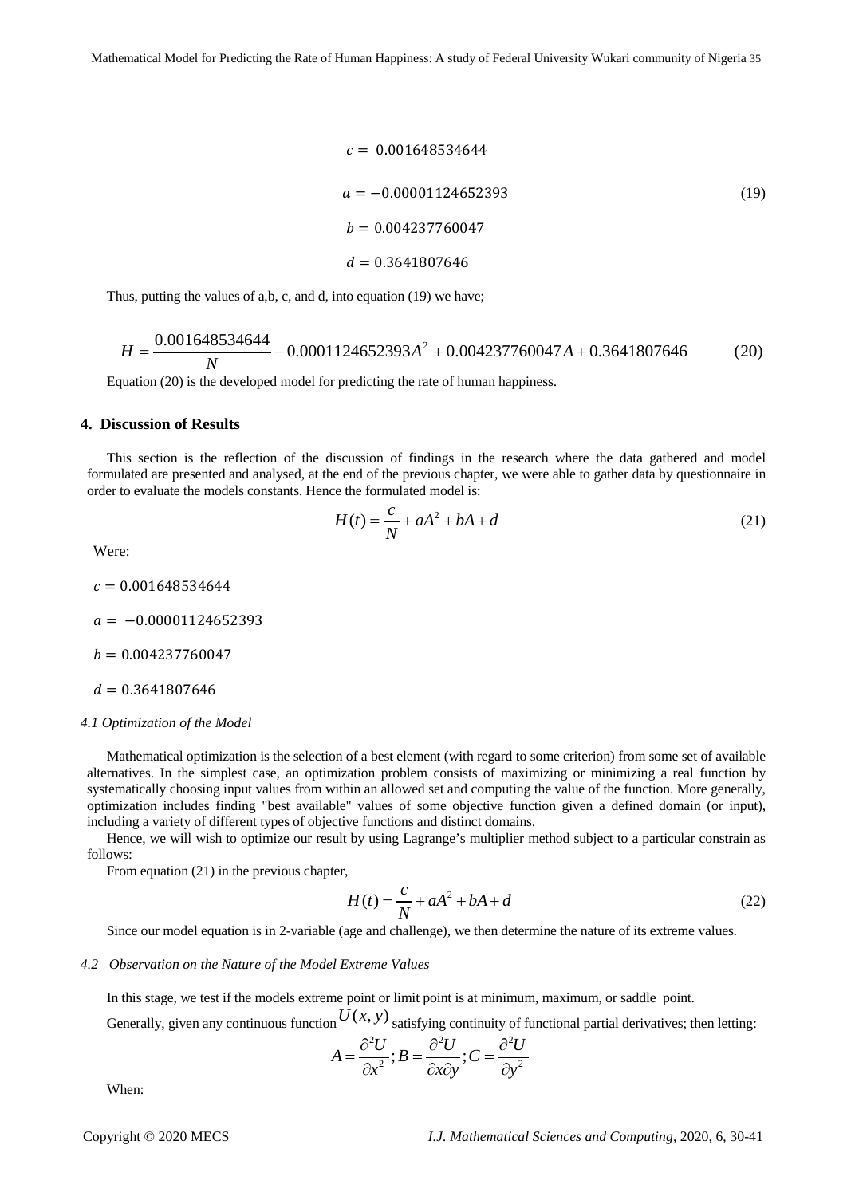$$c = 0.001648534644$$

$$a = -0.00001124652393 \tag{19}$$

$$b = 0.004237760047$$

$$d = 0.3641807646$$

Thus, putting the values of a,b, c, and d, into equation (19) we have;

$$H = \frac{0.001648534644}{N} - 0.0001124652393A^2 + 0.004237760047A + 0.3641807646 \tag{20}$$

Equation (20) is the developed model for predicting the rate of human happiness.

## 4. Discussion of Results

This section is the reflection of the discussion of findings in the research where the data gathered and model formulated are presented and analysed, at the end of the previous chapter, we were able to gather data by questionnaire in order to evaluate the models constants. Hence the formulated model is:

$$H(t) = \frac{c}{N} + aA^2 + bA + d \tag{21}$$

Were:

$c = 0.001648534644$

$a = -0.00001124652393$

$b = 0.004237760047$

$d = 0.3641807646$

### *4.1 Optimization of the Model*

Mathematical optimization is the selection of a best element (with regard to some criterion) from some set of available alternatives. In the simplest case, an optimization problem consists of maximizing or minimizing a real function by systematically choosing input values from within an allowed set and computing the value of the function. More generally, optimization includes finding "best available" values of some objective function given a defined domain (or input), including a variety of different types of objective functions and distinct domains.

Hence, we will wish to optimize our result by using Lagrange's multiplier method subject to a particular constrain as follows:

From equation (21) in the previous chapter,

$$H(t) = \frac{c}{N} + aA^2 + bA + d \tag{22}$$

Since our model equation is in 2-variable (age and challenge), we then determine the nature of its extreme values.

### *4.2 Observation on the Nature of the Model Extreme Values*

In this stage, we test if the models extreme point or limit point is at minimum, maximum, or saddle point.

Generally, given any continuous function $U(x, y)$ satisfying continuity of functional partial derivatives; then letting:

$$A = \frac{\partial^2 U}{\partial x^2}; B = \frac{\partial^2 U}{\partial x \partial y}; C = \frac{\partial^2 U}{\partial y^2}$$

When: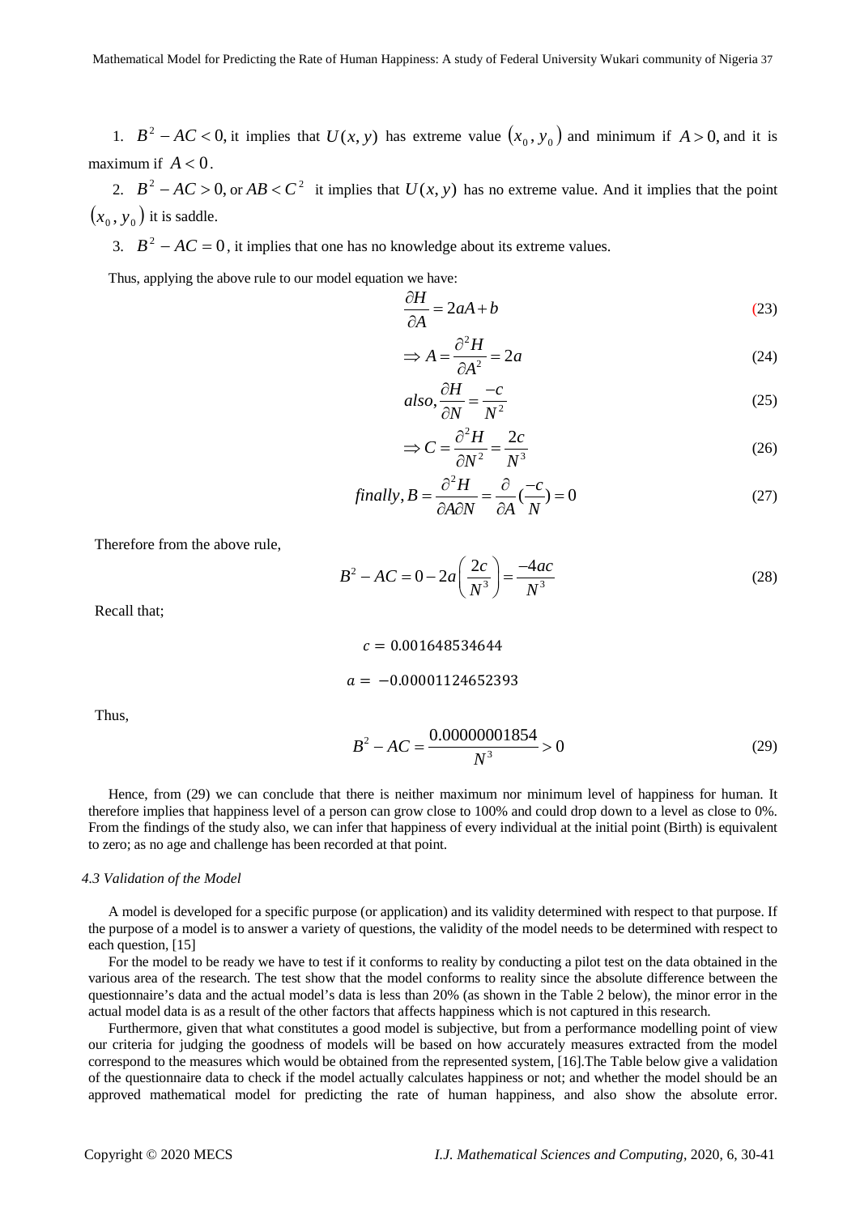1. $B^2 - AC < 0$, it implies that $U(x, y)$ has extreme value $(x_0, y_0)$ and minimum if $A > 0$, and it is maximum if $A < 0$.

2. $B^2 - AC > 0$, or $AB < C^2$ it implies that $U(x, y)$ has no extreme value. And it implies that the point $(x_0, y_0)$ it is saddle.

3. $B^2 - AC = 0$, it implies that one has no knowledge about its extreme values.

Thus, applying the above rule to our model equation we have:

$$\frac{\partial H}{\partial A} = 2aA + b \tag{23}$$

$$\Rightarrow A = \frac{\partial^2 H}{\partial A^2} = 2a \tag{24}$$

$$also, \frac{\partial H}{\partial N} = \frac{-c}{N^2} \tag{25}$$

$$\Rightarrow C = \frac{\partial^2 H}{\partial N^2} = \frac{2c}{N^3} \tag{26}$$

$$finally, B = \frac{\partial^2 H}{\partial A \partial N} = \frac{\partial}{\partial A}\left(\frac{-c}{N}\right) = 0 \tag{27}$$

Therefore from the above rule,

$$B^2 - AC = 0 - 2a\left(\frac{2c}{N^3}\right) = \frac{-4ac}{N^3} \tag{28}$$

Recall that;

$$c = 0.001648534644$$

$$a = -0.00001124652393$$

Thus,

$$B^2 - AC = \frac{0.00000001854}{N^3} > 0 \tag{29}$$

Hence, from (29) we can conclude that there is neither maximum nor minimum level of happiness for human. It therefore implies that happiness level of a person can grow close to 100% and could drop down to a level as close to 0%. From the findings of the study also, we can infer that happiness of every individual at the initial point (Birth) is equivalent to zero; as no age and challenge has been recorded at that point.

#### *4.3 Validation of the Model*

A model is developed for a specific purpose (or application) and its validity determined with respect to that purpose. If the purpose of a model is to answer a variety of questions, the validity of the model needs to be determined with respect to each question, [15]

For the model to be ready we have to test if it conforms to reality by conducting a pilot test on the data obtained in the various area of the research. The test show that the model conforms to reality since the absolute difference between the questionnaire's data and the actual model's data is less than 20% (as shown in the Table 2 below), the minor error in the actual model data is as a result of the other factors that affects happiness which is not captured in this research.

Furthermore, given that what constitutes a good model is subjective, but from a performance modelling point of view our criteria for judging the goodness of models will be based on how accurately measures extracted from the model correspond to the measures which would be obtained from the represented system, [16].The Table below give a validation of the questionnaire data to check if the model actually calculates happiness or not; and whether the model should be an approved mathematical model for predicting the rate of human happiness, and also show the absolute error.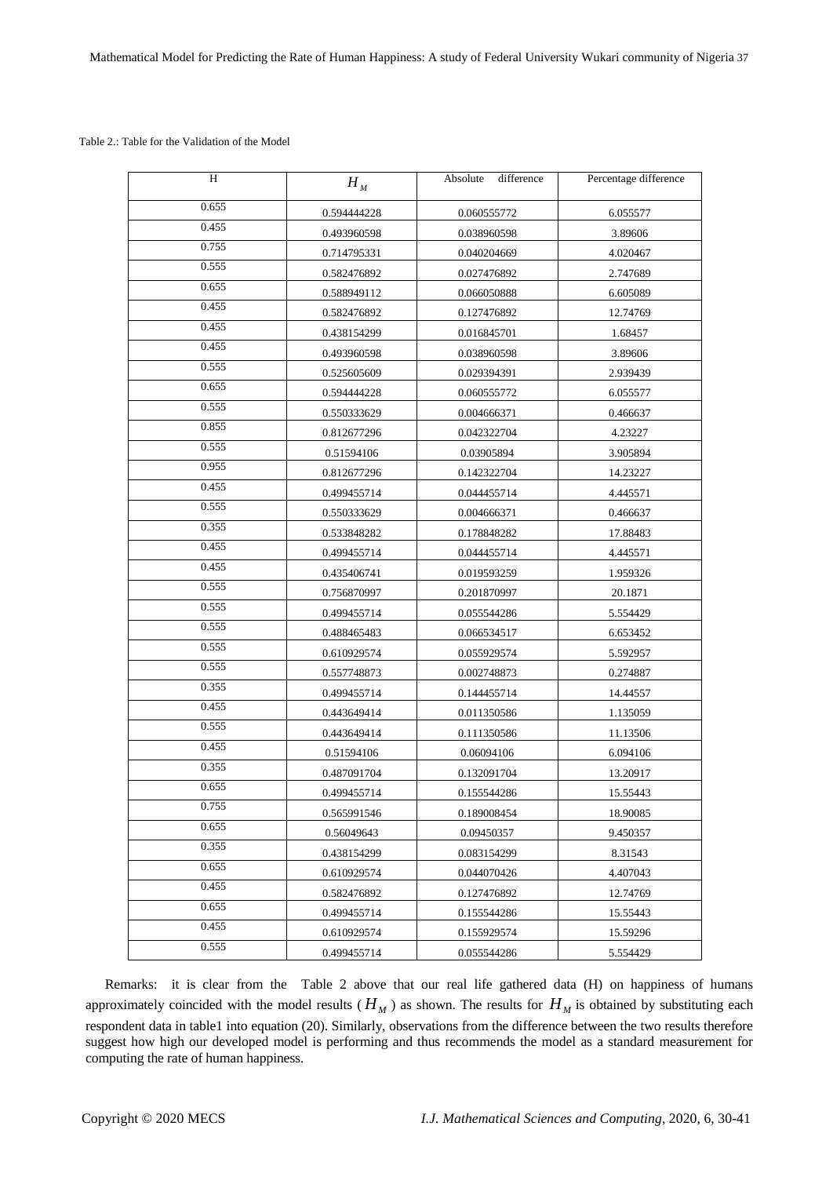Table 2.: Table for the Validation of the Model

| H | $H_M$ | Absolute difference | Percentage difference |
|---|---|---|---|
| 0.655 | 0.594444228 | 0.060555772 | 6.055577 |
| 0.455 | 0.493960598 | 0.038960598 | 3.89606 |
| 0.755 | 0.714795331 | 0.040204669 | 4.020467 |
| 0.555 | 0.582476892 | 0.027476892 | 2.747689 |
| 0.655 | 0.588949112 | 0.066050888 | 6.605089 |
| 0.455 | 0.582476892 | 0.127476892 | 12.74769 |
| 0.455 | 0.438154299 | 0.016845701 | 1.68457 |
| 0.455 | 0.493960598 | 0.038960598 | 3.89606 |
| 0.555 | 0.525605609 | 0.029394391 | 2.939439 |
| 0.655 | 0.594444228 | 0.060555772 | 6.055577 |
| 0.555 | 0.550333629 | 0.004666371 | 0.466637 |
| 0.855 | 0.812677296 | 0.042322704 | 4.23227 |
| 0.555 | 0.51594106 | 0.03905894 | 3.905894 |
| 0.955 | 0.812677296 | 0.142322704 | 14.23227 |
| 0.455 | 0.499455714 | 0.044455714 | 4.445571 |
| 0.555 | 0.550333629 | 0.004666371 | 0.466637 |
| 0.355 | 0.533848282 | 0.178848282 | 17.88483 |
| 0.455 | 0.499455714 | 0.044455714 | 4.445571 |
| 0.455 | 0.435406741 | 0.019593259 | 1.959326 |
| 0.555 | 0.756870997 | 0.201870997 | 20.1871 |
| 0.555 | 0.499455714 | 0.055544286 | 5.554429 |
| 0.555 | 0.488465483 | 0.066534517 | 6.653452 |
| 0.555 | 0.610929574 | 0.055929574 | 5.592957 |
| 0.555 | 0.557748873 | 0.002748873 | 0.274887 |
| 0.355 | 0.499455714 | 0.144455714 | 14.44557 |
| 0.455 | 0.443649414 | 0.011350586 | 1.135059 |
| 0.555 | 0.443649414 | 0.111350586 | 11.13506 |
| 0.455 | 0.51594106 | 0.06094106 | 6.094106 |
| 0.355 | 0.487091704 | 0.132091704 | 13.20917 |
| 0.655 | 0.499455714 | 0.155544286 | 15.55443 |
| 0.755 | 0.565991546 | 0.189008454 | 18.90085 |
| 0.655 | 0.56049643 | 0.09450357 | 9.450357 |
| 0.355 | 0.438154299 | 0.083154299 | 8.31543 |
| 0.655 | 0.610929574 | 0.044070426 | 4.407043 |
| 0.455 | 0.582476892 | 0.127476892 | 12.74769 |
| 0.655 | 0.499455714 | 0.155544286 | 15.55443 |
| 0.455 | 0.610929574 | 0.155929574 | 15.59296 |
| 0.555 | 0.499455714 | 0.055544286 | 5.554429 |

Remarks: it is clear from the Table 2 above that our real life gathered data (H) on happiness of humans approximately coincided with the model results ($H_M$) as shown. The results for $H_M$ is obtained by substituting each respondent data in table1 into equation (20). Similarly, observations from the difference between the two results therefore suggest how high our developed model is performing and thus recommends the model as a standard measurement for computing the rate of human happiness.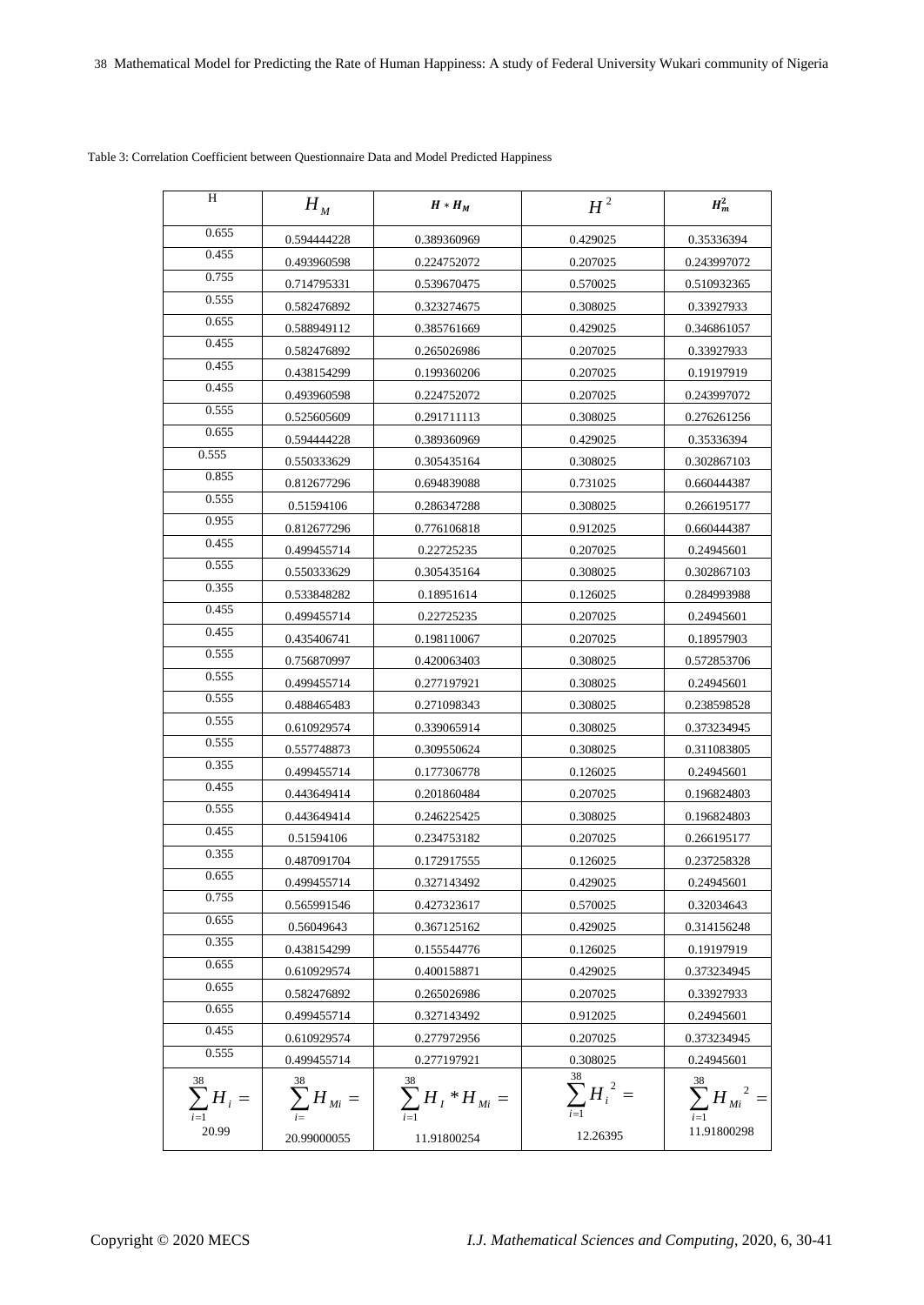Table 3: Correlation Coefficient between Questionnaire Data and Model Predicted Happiness

| H | $H_M$ | $H * H_M$ | $H^2$ | $H_m^2$ |
|---|---|---|---|---|
| 0.655 | 0.594444228 | 0.389360969 | 0.429025 | 0.35336394 |
| 0.455 | 0.493960598 | 0.224752072 | 0.207025 | 0.243997072 |
| 0.755 | 0.714795331 | 0.539670475 | 0.570025 | 0.510932365 |
| 0.555 | 0.582476892 | 0.323274675 | 0.308025 | 0.33927933 |
| 0.655 | 0.588949112 | 0.385761669 | 0.429025 | 0.346861057 |
| 0.455 | 0.582476892 | 0.265026986 | 0.207025 | 0.33927933 |
| 0.455 | 0.438154299 | 0.199360206 | 0.207025 | 0.19197919 |
| 0.455 | 0.493960598 | 0.224752072 | 0.207025 | 0.243997072 |
| 0.555 | 0.525605609 | 0.291711113 | 0.308025 | 0.276261256 |
| 0.655 | 0.594444228 | 0.389360969 | 0.429025 | 0.35336394 |
| 0.555 | 0.550333629 | 0.305435164 | 0.308025 | 0.302867103 |
| 0.855 | 0.812677296 | 0.694839088 | 0.731025 | 0.660444387 |
| 0.555 | 0.51594106 | 0.286347288 | 0.308025 | 0.266195177 |
| 0.955 | 0.812677296 | 0.776106818 | 0.912025 | 0.660444387 |
| 0.455 | 0.499455714 | 0.22725235 | 0.207025 | 0.24945601 |
| 0.555 | 0.550333629 | 0.305435164 | 0.308025 | 0.302867103 |
| 0.355 | 0.533848282 | 0.18951614 | 0.126025 | 0.284993988 |
| 0.455 | 0.499455714 | 0.22725235 | 0.207025 | 0.24945601 |
| 0.455 | 0.435406741 | 0.198110067 | 0.207025 | 0.18957903 |
| 0.555 | 0.756870997 | 0.420063403 | 0.308025 | 0.572853706 |
| 0.555 | 0.499455714 | 0.277197921 | 0.308025 | 0.24945601 |
| 0.555 | 0.488465483 | 0.271098343 | 0.308025 | 0.238598528 |
| 0.555 | 0.610929574 | 0.339065914 | 0.308025 | 0.373234945 |
| 0.555 | 0.557748873 | 0.309550624 | 0.308025 | 0.311083805 |
| 0.355 | 0.499455714 | 0.177306778 | 0.126025 | 0.24945601 |
| 0.455 | 0.443649414 | 0.201860484 | 0.207025 | 0.196824803 |
| 0.555 | 0.443649414 | 0.246225425 | 0.308025 | 0.196824803 |
| 0.455 | 0.51594106 | 0.234753182 | 0.207025 | 0.266195177 |
| 0.355 | 0.487091704 | 0.172917555 | 0.126025 | 0.237258328 |
| 0.655 | 0.499455714 | 0.327143492 | 0.429025 | 0.24945601 |
| 0.755 | 0.565991546 | 0.427323617 | 0.570025 | 0.32034643 |
| 0.655 | 0.56049643 | 0.367125162 | 0.429025 | 0.314156248 |
| 0.355 | 0.438154299 | 0.155544776 | 0.126025 | 0.19197919 |
| 0.655 | 0.610929574 | 0.400158871 | 0.429025 | 0.373234945 |
| 0.655 | 0.582476892 | 0.265026986 | 0.207025 | 0.33927933 |
| 0.655 | 0.499455714 | 0.327143492 | 0.912025 | 0.24945601 |
| 0.455 | 0.610929574 | 0.277972956 | 0.207025 | 0.373234945 |
| 0.555 | 0.499455714 | 0.277197921 | 0.308025 | 0.24945601 |
| $\sum_{i=1}^{38} H_i =$ 20.99 | $\sum_{i=}^{38} H_{Mi} =$ 20.99000055 | $\sum_{i=1}^{38} H_I * H_{Mi} =$ 11.91800254 | $\sum_{i=1}^{38} H_i^{\ 2} =$ 12.26395 | $\sum_{i=1}^{38} H_{Mi}^{\ 2} =$ 11.91800298 |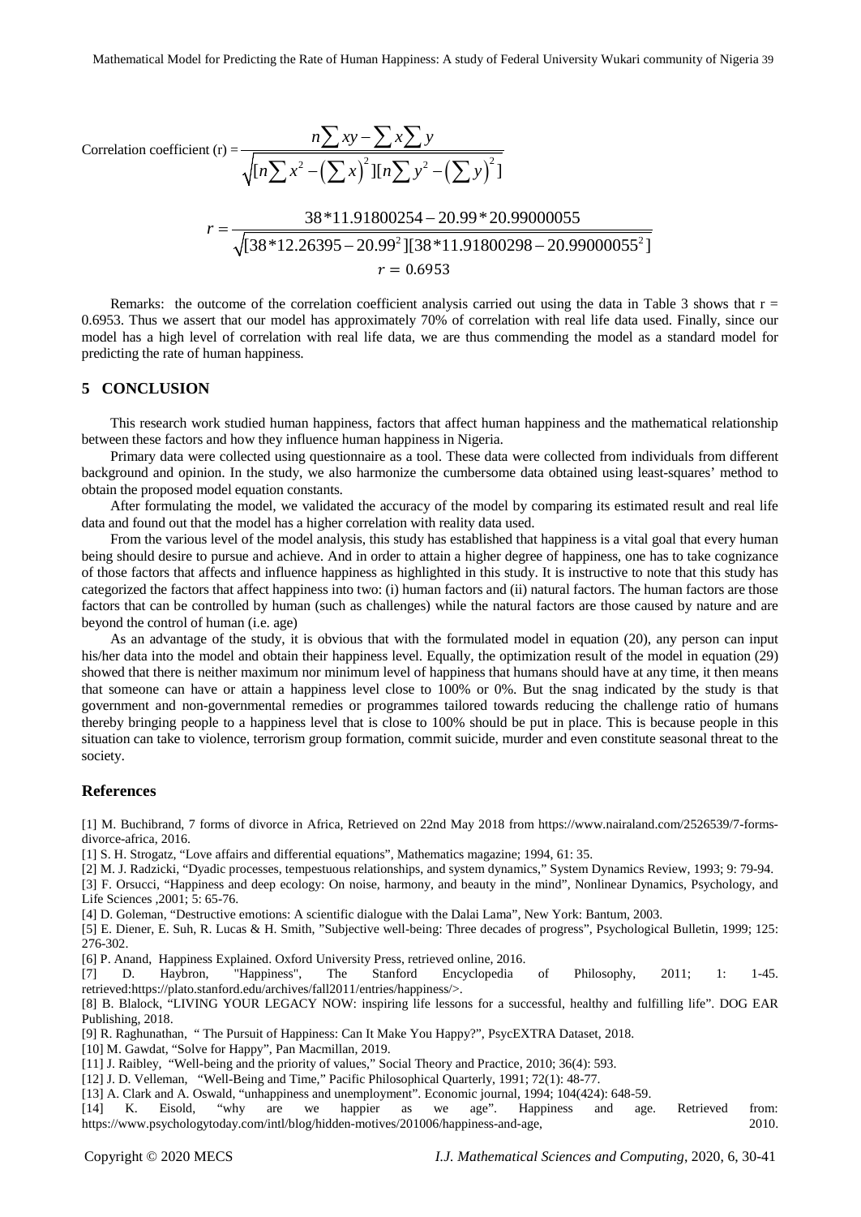$$\text{Correlation coefficient (r)} = \frac{n\sum xy - \sum x \sum y}{\sqrt{[n\sum x^2 - \left(\sum x\right)^2][n\sum y^2 - \left(\sum y\right)^2]}}$$

$$r = \frac{38*11.91800254 - 20.99*20.99000055}{\sqrt{[38*12.26395 - 20.99^2][38*11.91800298 - 20.99000055^2]}}$$

$$r = 0.6953$$

Remarks: the outcome of the correlation coefficient analysis carried out using the data in Table 3 shows that $r = 0.6953$. Thus we assert that our model has approximately 70% of correlation with real life data used. Finally, since our model has a high level of correlation with real life data, we are thus commending the model as a standard model for predicting the rate of human happiness.

## 5 CONCLUSION

This research work studied human happiness, factors that affect human happiness and the mathematical relationship between these factors and how they influence human happiness in Nigeria.

Primary data were collected using questionnaire as a tool. These data were collected from individuals from different background and opinion. In the study, we also harmonize the cumbersome data obtained using least-squares' method to obtain the proposed model equation constants.

After formulating the model, we validated the accuracy of the model by comparing its estimated result and real life data and found out that the model has a higher correlation with reality data used.

From the various level of the model analysis, this study has established that happiness is a vital goal that every human being should desire to pursue and achieve. And in order to attain a higher degree of happiness, one has to take cognizance of those factors that affects and influence happiness as highlighted in this study. It is instructive to note that this study has categorized the factors that affect happiness into two: (i) human factors and (ii) natural factors. The human factors are those factors that can be controlled by human (such as challenges) while the natural factors are those caused by nature and are beyond the control of human (i.e. age)

As an advantage of the study, it is obvious that with the formulated model in equation (20), any person can input his/her data into the model and obtain their happiness level. Equally, the optimization result of the model in equation (29) showed that there is neither maximum nor minimum level of happiness that humans should have at any time, it then means that someone can have or attain a happiness level close to 100% or 0%. But the snag indicated by the study is that government and non-governmental remedies or programmes tailored towards reducing the challenge ratio of humans thereby bringing people to a happiness level that is close to 100% should be put in place. This is because people in this situation can take to violence, terrorism group formation, commit suicide, murder and even constitute seasonal threat to the society.

### References

[1] M. Buchibrand, 7 forms of divorce in Africa, Retrieved on 22nd May 2018 from https://www.nairaland.com/2526539/7-forms-divorce-africa, 2016.

[1] S. H. Strogatz, "Love affairs and differential equations", Mathematics magazine; 1994, 61: 35.

[2] M. J. Radzicki, "Dyadic processes, tempestuous relationships, and system dynamics," System Dynamics Review, 1993; 9: 79-94.

[3] F. Orsucci, "Happiness and deep ecology: On noise, harmony, and beauty in the mind", Nonlinear Dynamics, Psychology, and Life Sciences ,2001; 5: 65-76.

[4] D. Goleman, "Destructive emotions: A scientific dialogue with the Dalai Lama", New York: Bantum, 2003.

[5] E. Diener, E. Suh, R. Lucas & H. Smith, "Subjective well-being: Three decades of progress", Psychological Bulletin, 1999; 125: 276-302.

[6] P. Anand, Happiness Explained. Oxford University Press, retrieved online, 2016.

[7] D. Haybron, "Happiness", The Stanford Encyclopedia of Philosophy, 2011; 1: 1-45. retrieved:https://plato.stanford.edu/archives/fall2011/entries/happiness/>.

[8] B. Blalock, "LIVING YOUR LEGACY NOW: inspiring life lessons for a successful, healthy and fulfilling life". DOG EAR Publishing, 2018.

[9] R. Raghunathan, " The Pursuit of Happiness: Can It Make You Happy?", PsycEXTRA Dataset, 2018.

[10] M. Gawdat, "Solve for Happy", Pan Macmillan, 2019.

[11] J. Raibley, "Well-being and the priority of values," Social Theory and Practice, 2010; 36(4): 593.

[12] J. D. Velleman, "Well-Being and Time," Pacific Philosophical Quarterly, 1991; 72(1): 48-77.

[13] A. Clark and A. Oswald, "unhappiness and unemployment". Economic journal, 1994; 104(424): 648-59.

[14] K. Eisold, "why are we happier as we age". Happiness and age. Retrieved from: https://www.psychologytoday.com/intl/blog/hidden-motives/201006/happiness-and-age, 2010.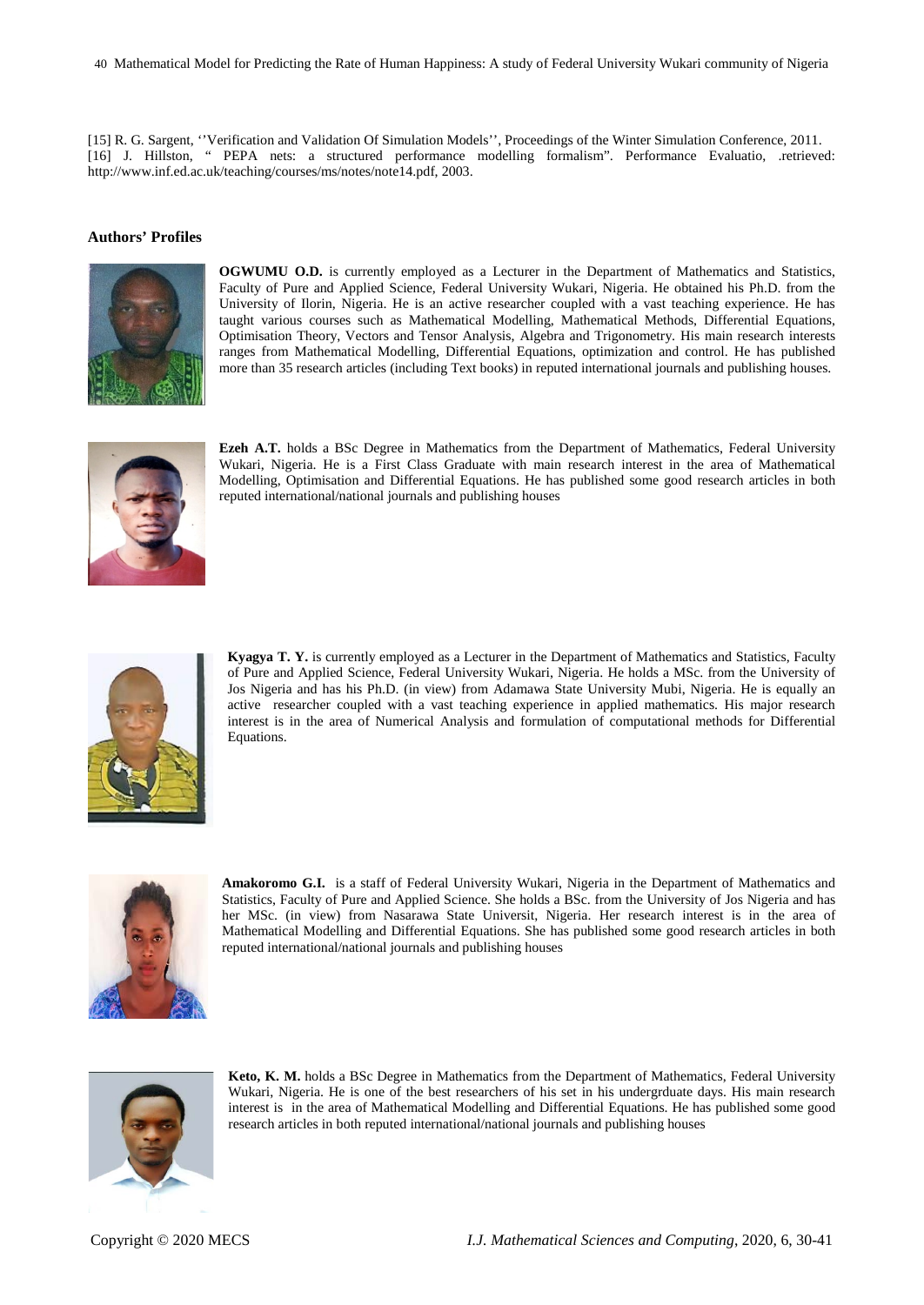[15] R. G. Sargent, ''Verification and Validation Of Simulation Models'', Proceedings of the Winter Simulation Conference, 2011.
[16] J. Hillston, " PEPA nets: a structured performance modelling formalism". Performance Evaluatio, .retrieved: http://www.inf.ed.ac.uk/teaching/courses/ms/notes/note14.pdf, 2003.

**Authors' Profiles**

**OGWUMU O.D.** is currently employed as a Lecturer in the Department of Mathematics and Statistics, Faculty of Pure and Applied Science, Federal University Wukari, Nigeria. He obtained his Ph.D. from the University of Ilorin, Nigeria. He is an active researcher coupled with a vast teaching experience. He has taught various courses such as Mathematical Modelling, Mathematical Methods, Differential Equations, Optimisation Theory, Vectors and Tensor Analysis, Algebra and Trigonometry. His main research interests ranges from Mathematical Modelling, Differential Equations, optimization and control. He has published more than 35 research articles (including Text books) in reputed international journals and publishing houses.

**Ezeh A.T.** holds a BSc Degree in Mathematics from the Department of Mathematics, Federal University Wukari, Nigeria. He is a First Class Graduate with main research interest in the area of Mathematical Modelling, Optimisation and Differential Equations. He has published some good research articles in both reputed international/national journals and publishing houses

**Kyagya T. Y.** is currently employed as a Lecturer in the Department of Mathematics and Statistics, Faculty of Pure and Applied Science, Federal University Wukari, Nigeria. He holds a MSc. from the University of Jos Nigeria and has his Ph.D. (in view) from Adamawa State University Mubi, Nigeria. He is equally an active researcher coupled with a vast teaching experience in applied mathematics. His major research interest is in the area of Numerical Analysis and formulation of computational methods for Differential Equations.

**Amakoromo G.I.** is a staff of Federal University Wukari, Nigeria in the Department of Mathematics and Statistics, Faculty of Pure and Applied Science. She holds a BSc. from the University of Jos Nigeria and has her MSc. (in view) from Nasarawa State Universit, Nigeria. Her research interest is in the area of Mathematical Modelling and Differential Equations. She has published some good research articles in both reputed international/national journals and publishing houses

**Keto, K. M.** holds a BSc Degree in Mathematics from the Department of Mathematics, Federal University Wukari, Nigeria. He is one of the best researchers of his set in his undergrduate days. His main research interest is in the area of Mathematical Modelling and Differential Equations. He has published some good research articles in both reputed international/national journals and publishing houses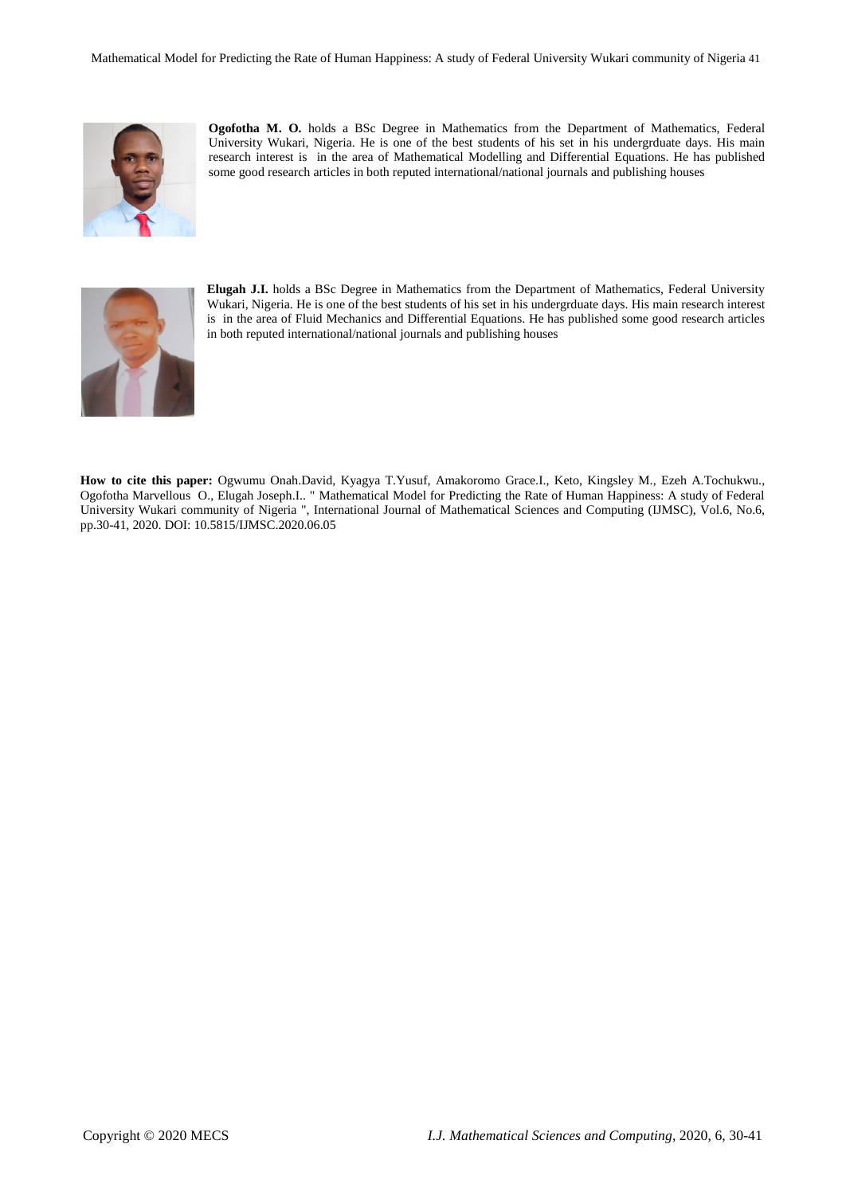**Ogofotha M. O.** holds a BSc Degree in Mathematics from the Department of Mathematics, Federal University Wukari, Nigeria. He is one of the best students of his set in his undergrduate days. His main research interest is in the area of Mathematical Modelling and Differential Equations. He has published some good research articles in both reputed international/national journals and publishing houses

**Elugah J.I.** holds a BSc Degree in Mathematics from the Department of Mathematics, Federal University Wukari, Nigeria. He is one of the best students of his set in his undergrduate days. His main research interest is in the area of Fluid Mechanics and Differential Equations. He has published some good research articles in both reputed international/national journals and publishing houses

**How to cite this paper:** Ogwumu Onah.David, Kyagya T.Yusuf, Amakoromo Grace.I., Keto, Kingsley M., Ezeh A.Tochukwu., Ogofotha Marvellous O., Elugah Joseph.I.. " Mathematical Model for Predicting the Rate of Human Happiness: A study of Federal University Wukari community of Nigeria ", International Journal of Mathematical Sciences and Computing (IJMSC), Vol.6, No.6, pp.30-41, 2020. DOI: 10.5815/IJMSC.2020.06.05